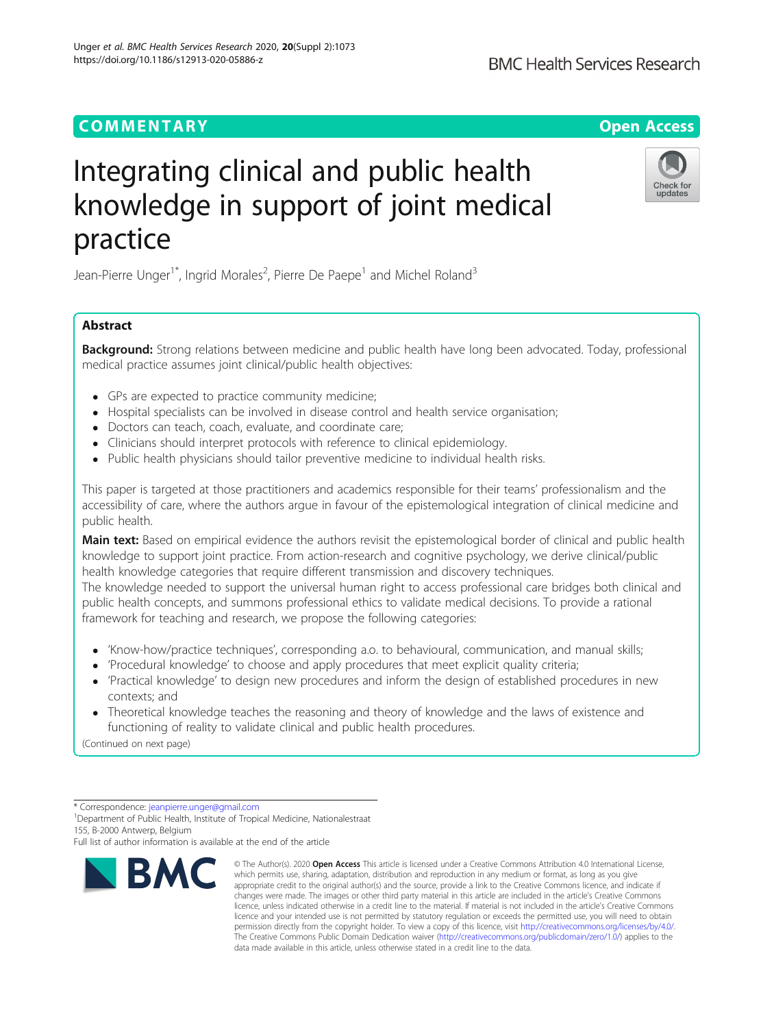COMMENTARY

Open Access

# Integrating clinical and public health knowledge in support of joint medical practice

Jean-Pierre Unger[1*], Ingrid Morales[2], Pierre De Paepe[1] and Michel Roland[3]

## Abstract

**Background:** Strong relations between medicine and public health have long been advocated. Today, professional medical practice assumes joint clinical/public health objectives:

- GPs are expected to practice community medicine;
- Hospital specialists can be involved in disease control and health service organisation;
- Doctors can teach, coach, evaluate, and coordinate care;
- Clinicians should interpret protocols with reference to clinical epidemiology.
- Public health physicians should tailor preventive medicine to individual health risks.

This paper is targeted at those practitioners and academics responsible for their teams' professionalism and the accessibility of care, where the authors argue in favour of the epistemological integration of clinical medicine and public health.

**Main text:** Based on empirical evidence the authors revisit the epistemological border of clinical and public health knowledge to support joint practice. From action-research and cognitive psychology, we derive clinical/public health knowledge categories that require different transmission and discovery techniques.

The knowledge needed to support the universal human right to access professional care bridges both clinical and public health concepts, and summons professional ethics to validate medical decisions. To provide a rational framework for teaching and research, we propose the following categories:

- 'Know-how/practice techniques', corresponding a.o. to behavioural, communication, and manual skills;
- 'Procedural knowledge' to choose and apply procedures that meet explicit quality criteria;
- 'Practical knowledge' to design new procedures and inform the design of established procedures in new contexts; and
- Theoretical knowledge teaches the reasoning and theory of knowledge and the laws of existence and functioning of reality to validate clinical and public health procedures.

(Continued on next page)

* Correspondence: jeanpierre.unger@gmail.com
[1]Department of Public Health, Institute of Tropical Medicine, Nationalestraat 155, B-2000 Antwerp, Belgium
Full list of author information is available at the end of the article

© The Author(s). 2020 **Open Access** This article is licensed under a Creative Commons Attribution 4.0 International License, which permits use, sharing, adaptation, distribution and reproduction in any medium or format, as long as you give appropriate credit to the original author(s) and the source, provide a link to the Creative Commons licence, and indicate if changes were made. The images or other third party material in this article are included in the article's Creative Commons licence, unless indicated otherwise in a credit line to the material. If material is not included in the article's Creative Commons licence and your intended use is not permitted by statutory regulation or exceeds the permitted use, you will need to obtain permission directly from the copyright holder. To view a copy of this licence, visit http://creativecommons.org/licenses/by/4.0/. The Creative Commons Public Domain Dedication waiver (http://creativecommons.org/publicdomain/zero/1.0/) applies to the data made available in this article, unless otherwise stated in a credit line to the data.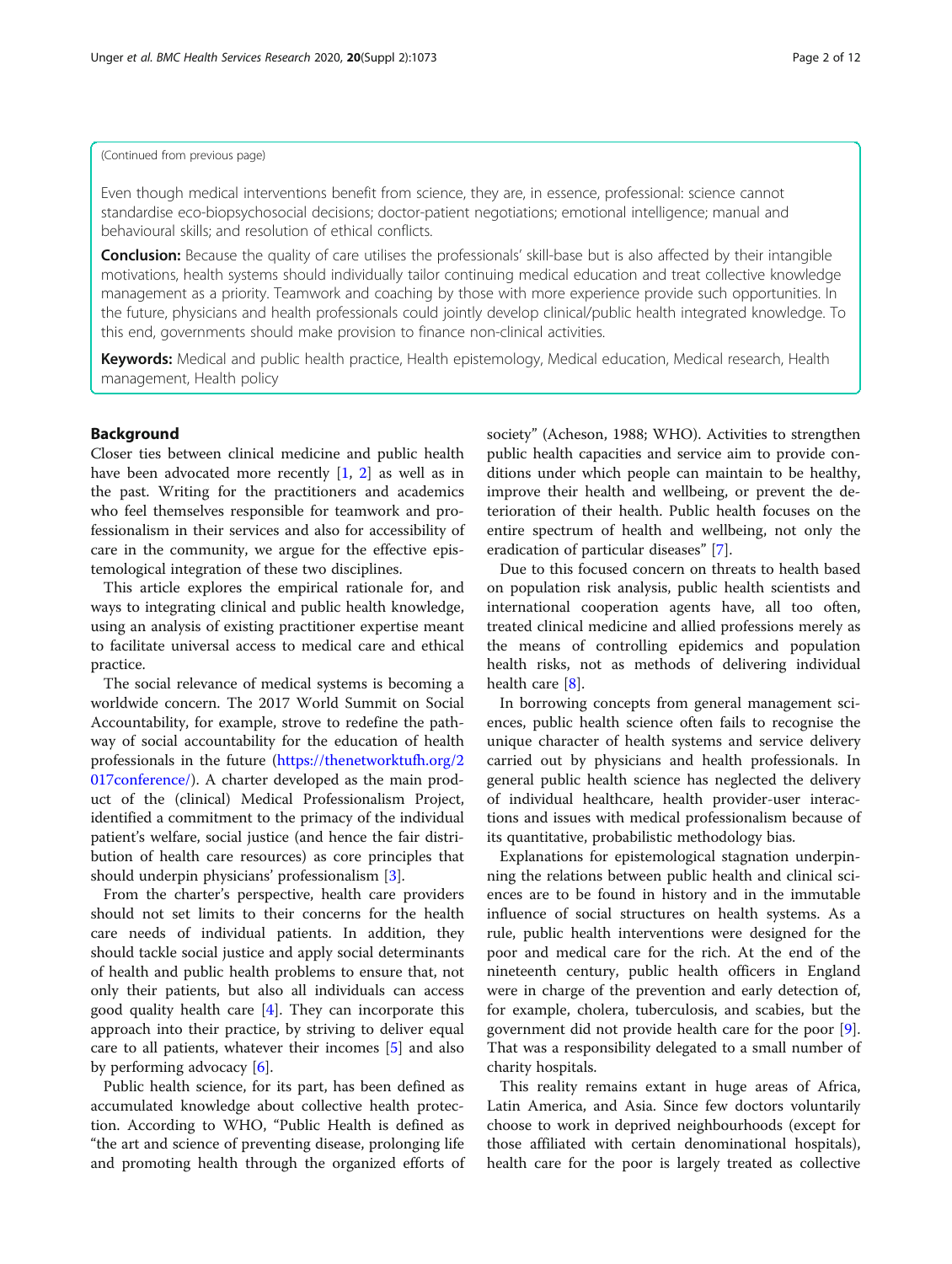(Continued from previous page)

Even though medical interventions benefit from science, they are, in essence, professional: science cannot standardise eco-biopsychosocial decisions; doctor-patient negotiations; emotional intelligence; manual and behavioural skills; and resolution of ethical conflicts.

**Conclusion:** Because the quality of care utilises the professionals' skill-base but is also affected by their intangible motivations, health systems should individually tailor continuing medical education and treat collective knowledge management as a priority. Teamwork and coaching by those with more experience provide such opportunities. In the future, physicians and health professionals could jointly develop clinical/public health integrated knowledge. To this end, governments should make provision to finance non-clinical activities.

**Keywords:** Medical and public health practice, Health epistemology, Medical education, Medical research, Health management, Health policy

## Background

Closer ties between clinical medicine and public health have been advocated more recently [1, 2] as well as in the past. Writing for the practitioners and academics who feel themselves responsible for teamwork and professionalism in their services and also for accessibility of care in the community, we argue for the effective epistemological integration of these two disciplines.

This article explores the empirical rationale for, and ways to integrating clinical and public health knowledge, using an analysis of existing practitioner expertise meant to facilitate universal access to medical care and ethical practice.

The social relevance of medical systems is becoming a worldwide concern. The 2017 World Summit on Social Accountability, for example, strove to redefine the pathway of social accountability for the education of health professionals in the future (https://thenetworktufh.org/2017conference/). A charter developed as the main product of the (clinical) Medical Professionalism Project, identified a commitment to the primacy of the individual patient's welfare, social justice (and hence the fair distribution of health care resources) as core principles that should underpin physicians' professionalism [3].

From the charter's perspective, health care providers should not set limits to their concerns for the health care needs of individual patients. In addition, they should tackle social justice and apply social determinants of health and public health problems to ensure that, not only their patients, but also all individuals can access good quality health care [4]. They can incorporate this approach into their practice, by striving to deliver equal care to all patients, whatever their incomes [5] and also by performing advocacy [6].

Public health science, for its part, has been defined as accumulated knowledge about collective health protection. According to WHO, "Public Health is defined as "the art and science of preventing disease, prolonging life and promoting health through the organized efforts of society" (Acheson, 1988; WHO). Activities to strengthen public health capacities and service aim to provide conditions under which people can maintain to be healthy, improve their health and wellbeing, or prevent the deterioration of their health. Public health focuses on the entire spectrum of health and wellbeing, not only the eradication of particular diseases" [7].

Due to this focused concern on threats to health based on population risk analysis, public health scientists and international cooperation agents have, all too often, treated clinical medicine and allied professions merely as the means of controlling epidemics and population health risks, not as methods of delivering individual health care [8].

In borrowing concepts from general management sciences, public health science often fails to recognise the unique character of health systems and service delivery carried out by physicians and health professionals. In general public health science has neglected the delivery of individual healthcare, health provider-user interactions and issues with medical professionalism because of its quantitative, probabilistic methodology bias.

Explanations for epistemological stagnation underpinning the relations between public health and clinical sciences are to be found in history and in the immutable influence of social structures on health systems. As a rule, public health interventions were designed for the poor and medical care for the rich. At the end of the nineteenth century, public health officers in England were in charge of the prevention and early detection of, for example, cholera, tuberculosis, and scabies, but the government did not provide health care for the poor [9]. That was a responsibility delegated to a small number of charity hospitals.

This reality remains extant in huge areas of Africa, Latin America, and Asia. Since few doctors voluntarily choose to work in deprived neighbourhoods (except for those affiliated with certain denominational hospitals), health care for the poor is largely treated as collective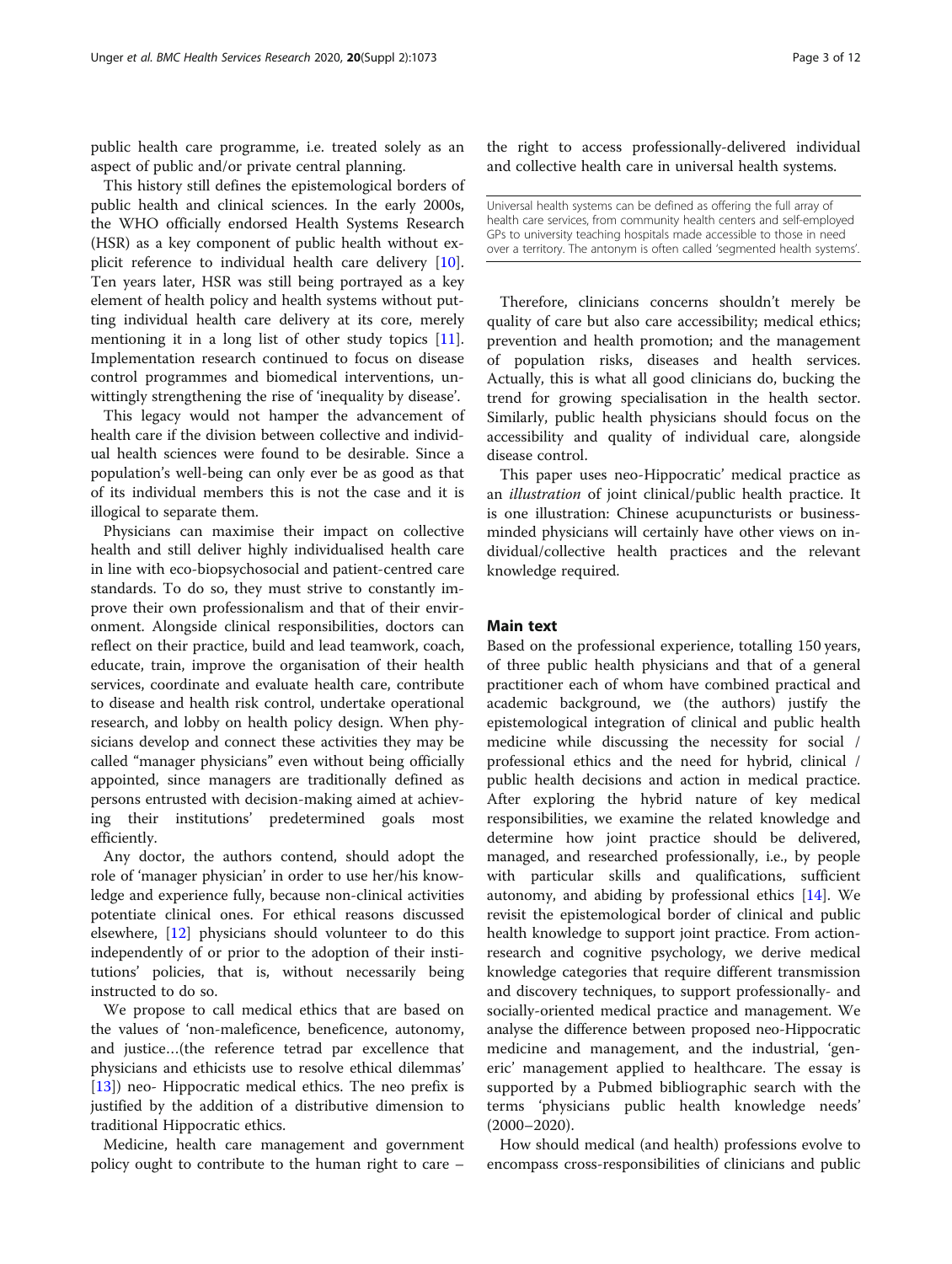public health care programme, i.e. treated solely as an aspect of public and/or private central planning.

This history still defines the epistemological borders of public health and clinical sciences. In the early 2000s, the WHO officially endorsed Health Systems Research (HSR) as a key component of public health without explicit reference to individual health care delivery [10]. Ten years later, HSR was still being portrayed as a key element of health policy and health systems without putting individual health care delivery at its core, merely mentioning it in a long list of other study topics [11]. Implementation research continued to focus on disease control programmes and biomedical interventions, unwittingly strengthening the rise of 'inequality by disease'.

This legacy would not hamper the advancement of health care if the division between collective and individual health sciences were found to be desirable. Since a population's well-being can only ever be as good as that of its individual members this is not the case and it is illogical to separate them.

Physicians can maximise their impact on collective health and still deliver highly individualised health care in line with eco-biopsychosocial and patient-centred care standards. To do so, they must strive to constantly improve their own professionalism and that of their environment. Alongside clinical responsibilities, doctors can reflect on their practice, build and lead teamwork, coach, educate, train, improve the organisation of their health services, coordinate and evaluate health care, contribute to disease and health risk control, undertake operational research, and lobby on health policy design. When physicians develop and connect these activities they may be called "manager physicians" even without being officially appointed, since managers are traditionally defined as persons entrusted with decision-making aimed at achieving their institutions' predetermined goals most efficiently.

Any doctor, the authors contend, should adopt the role of 'manager physician' in order to use her/his knowledge and experience fully, because non-clinical activities potentiate clinical ones. For ethical reasons discussed elsewhere, [12] physicians should volunteer to do this independently of or prior to the adoption of their institutions' policies, that is, without necessarily being instructed to do so.

We propose to call medical ethics that are based on the values of 'non-maleficence, beneficence, autonomy, and justice…(the reference tetrad par excellence that physicians and ethicists use to resolve ethical dilemmas' [13]) neo- Hippocratic medical ethics. The neo prefix is justified by the addition of a distributive dimension to traditional Hippocratic ethics.

Medicine, health care management and government policy ought to contribute to the human right to care – the right to access professionally-delivered individual and collective health care in universal health systems.

Universal health systems can be defined as offering the full array of health care services, from community health centers and self-employed GPs to university teaching hospitals made accessible to those in need over a territory. The antonym is often called 'segmented health systems'.

Therefore, clinicians concerns shouldn't merely be quality of care but also care accessibility; medical ethics; prevention and health promotion; and the management of population risks, diseases and health services. Actually, this is what all good clinicians do, bucking the trend for growing specialisation in the health sector. Similarly, public health physicians should focus on the accessibility and quality of individual care, alongside disease control.

This paper uses neo-Hippocratic' medical practice as an *illustration* of joint clinical/public health practice. It is one illustration: Chinese acupuncturists or business-minded physicians will certainly have other views on individual/collective health practices and the relevant knowledge required.

## Main text

Based on the professional experience, totalling 150 years, of three public health physicians and that of a general practitioner each of whom have combined practical and academic background, we (the authors) justify the epistemological integration of clinical and public health medicine while discussing the necessity for social / professional ethics and the need for hybrid, clinical / public health decisions and action in medical practice. After exploring the hybrid nature of key medical responsibilities, we examine the related knowledge and determine how joint practice should be delivered, managed, and researched professionally, i.e., by people with particular skills and qualifications, sufficient autonomy, and abiding by professional ethics [14]. We revisit the epistemological border of clinical and public health knowledge to support joint practice. From action-research and cognitive psychology, we derive medical knowledge categories that require different transmission and discovery techniques, to support professionally- and socially-oriented medical practice and management. We analyse the difference between proposed neo-Hippocratic medicine and management, and the industrial, 'generic' management applied to healthcare. The essay is supported by a Pubmed bibliographic search with the terms 'physicians public health knowledge needs' (2000–2020).

How should medical (and health) professions evolve to encompass cross-responsibilities of clinicians and public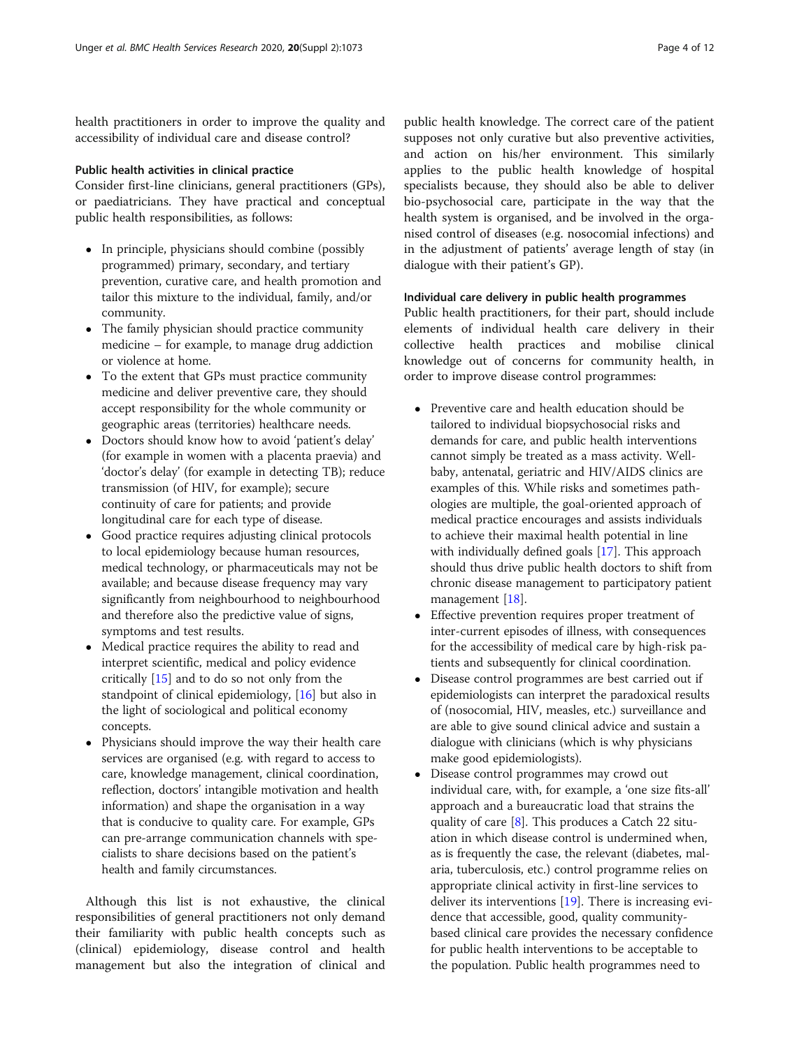health practitioners in order to improve the quality and accessibility of individual care and disease control?

### Public health activities in clinical practice

Consider first-line clinicians, general practitioners (GPs), or paediatricians. They have practical and conceptual public health responsibilities, as follows:

- In principle, physicians should combine (possibly programmed) primary, secondary, and tertiary prevention, curative care, and health promotion and tailor this mixture to the individual, family, and/or community.
- The family physician should practice community medicine – for example, to manage drug addiction or violence at home.
- To the extent that GPs must practice community medicine and deliver preventive care, they should accept responsibility for the whole community or geographic areas (territories) healthcare needs.
- Doctors should know how to avoid 'patient's delay' (for example in women with a placenta praevia) and 'doctor's delay' (for example in detecting TB); reduce transmission (of HIV, for example); secure continuity of care for patients; and provide longitudinal care for each type of disease.
- Good practice requires adjusting clinical protocols to local epidemiology because human resources, medical technology, or pharmaceuticals may not be available; and because disease frequency may vary significantly from neighbourhood to neighbourhood and therefore also the predictive value of signs, symptoms and test results.
- Medical practice requires the ability to read and interpret scientific, medical and policy evidence critically [15] and to do so not only from the standpoint of clinical epidemiology, [16] but also in the light of sociological and political economy concepts.
- Physicians should improve the way their health care services are organised (e.g. with regard to access to care, knowledge management, clinical coordination, reflection, doctors' intangible motivation and health information) and shape the organisation in a way that is conducive to quality care. For example, GPs can pre-arrange communication channels with specialists to share decisions based on the patient's health and family circumstances.

Although this list is not exhaustive, the clinical responsibilities of general practitioners not only demand their familiarity with public health concepts such as (clinical) epidemiology, disease control and health management but also the integration of clinical and public health knowledge. The correct care of the patient supposes not only curative but also preventive activities, and action on his/her environment. This similarly applies to the public health knowledge of hospital specialists because, they should also be able to deliver bio-psychosocial care, participate in the way that the health system is organised, and be involved in the organised control of diseases (e.g. nosocomial infections) and in the adjustment of patients' average length of stay (in dialogue with their patient's GP).

### Individual care delivery in public health programmes

Public health practitioners, for their part, should include elements of individual health care delivery in their collective health practices and mobilise clinical knowledge out of concerns for community health, in order to improve disease control programmes:

- Preventive care and health education should be tailored to individual biopsychosocial risks and demands for care, and public health interventions cannot simply be treated as a mass activity. Well-baby, antenatal, geriatric and HIV/AIDS clinics are examples of this. While risks and sometimes pathologies are multiple, the goal-oriented approach of medical practice encourages and assists individuals to achieve their maximal health potential in line with individually defined goals [17]. This approach should thus drive public health doctors to shift from chronic disease management to participatory patient management [18].
- Effective prevention requires proper treatment of inter-current episodes of illness, with consequences for the accessibility of medical care by high-risk patients and subsequently for clinical coordination.
- Disease control programmes are best carried out if epidemiologists can interpret the paradoxical results of (nosocomial, HIV, measles, etc.) surveillance and are able to give sound clinical advice and sustain a dialogue with clinicians (which is why physicians make good epidemiologists).
- Disease control programmes may crowd out individual care, with, for example, a 'one size fits-all' approach and a bureaucratic load that strains the quality of care [8]. This produces a Catch 22 situation in which disease control is undermined when, as is frequently the case, the relevant (diabetes, malaria, tuberculosis, etc.) control programme relies on appropriate clinical activity in first-line services to deliver its interventions [19]. There is increasing evidence that accessible, good, quality community-based clinical care provides the necessary confidence for public health interventions to be acceptable to the population. Public health programmes need to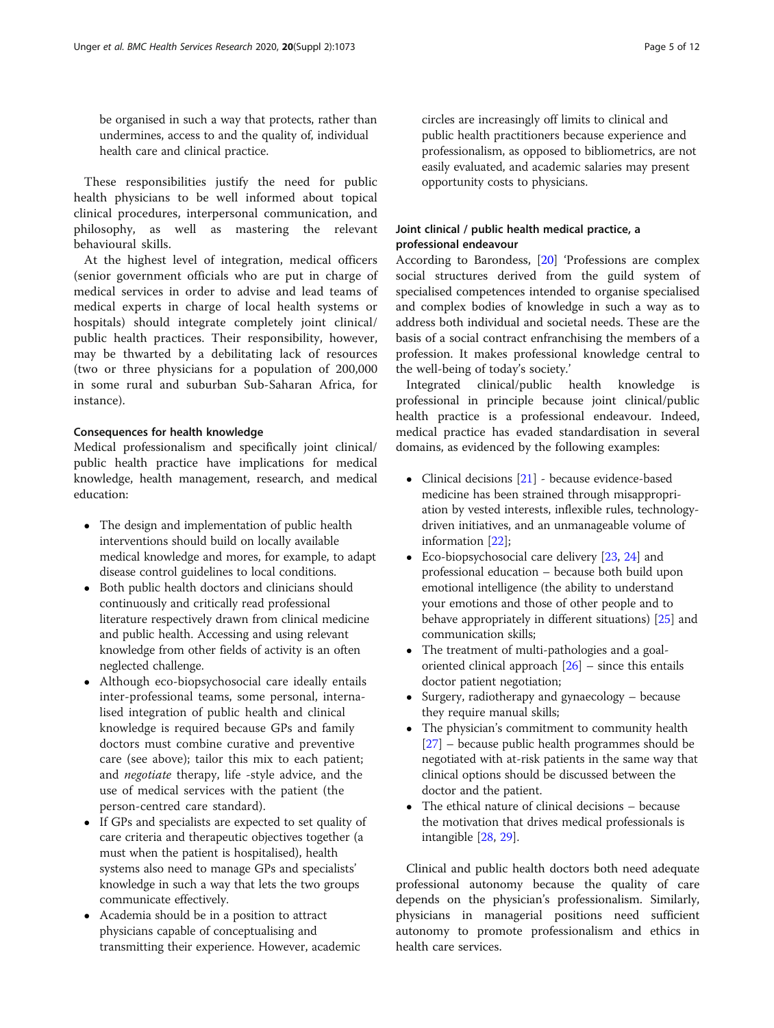be organised in such a way that protects, rather than undermines, access to and the quality of, individual health care and clinical practice.

These responsibilities justify the need for public health physicians to be well informed about topical clinical procedures, interpersonal communication, and philosophy, as well as mastering the relevant behavioural skills.

At the highest level of integration, medical officers (senior government officials who are put in charge of medical services in order to advise and lead teams of medical experts in charge of local health systems or hospitals) should integrate completely joint clinical/ public health practices. Their responsibility, however, may be thwarted by a debilitating lack of resources (two or three physicians for a population of 200,000 in some rural and suburban Sub-Saharan Africa, for instance).

### Consequences for health knowledge

Medical professionalism and specifically joint clinical/ public health practice have implications for medical knowledge, health management, research, and medical education:

- The design and implementation of public health interventions should build on locally available medical knowledge and mores, for example, to adapt disease control guidelines to local conditions.
- Both public health doctors and clinicians should continuously and critically read professional literature respectively drawn from clinical medicine and public health. Accessing and using relevant knowledge from other fields of activity is an often neglected challenge.
- Although eco-biopsychosocial care ideally entails inter-professional teams, some personal, internalised integration of public health and clinical knowledge is required because GPs and family doctors must combine curative and preventive care (see above); tailor this mix to each patient; and *negotiate* therapy, life -style advice, and the use of medical services with the patient (the person-centred care standard).
- If GPs and specialists are expected to set quality of care criteria and therapeutic objectives together (a must when the patient is hospitalised), health systems also need to manage GPs and specialists' knowledge in such a way that lets the two groups communicate effectively.
- Academia should be in a position to attract physicians capable of conceptualising and transmitting their experience. However, academic circles are increasingly off limits to clinical and public health practitioners because experience and professionalism, as opposed to bibliometrics, are not easily evaluated, and academic salaries may present opportunity costs to physicians.

### Joint clinical / public health medical practice, a professional endeavour

According to Barondess, [20] 'Professions are complex social structures derived from the guild system of specialised competences intended to organise specialised and complex bodies of knowledge in such a way as to address both individual and societal needs. These are the basis of a social contract enfranchising the members of a profession. It makes professional knowledge central to the well-being of today's society.'

Integrated clinical/public health knowledge is professional in principle because joint clinical/public health practice is a professional endeavour. Indeed, medical practice has evaded standardisation in several domains, as evidenced by the following examples:

- Clinical decisions [21] - because evidence-based medicine has been strained through misappropriation by vested interests, inflexible rules, technology-driven initiatives, and an unmanageable volume of information [22];
- Eco-biopsychosocial care delivery [23, 24] and professional education – because both build upon emotional intelligence (the ability to understand your emotions and those of other people and to behave appropriately in different situations) [25] and communication skills;
- The treatment of multi-pathologies and a goal-oriented clinical approach [26] – since this entails doctor patient negotiation;
- Surgery, radiotherapy and gynaecology – because they require manual skills;
- The physician's commitment to community health [27] – because public health programmes should be negotiated with at-risk patients in the same way that clinical options should be discussed between the doctor and the patient.
- The ethical nature of clinical decisions – because the motivation that drives medical professionals is intangible [28, 29].

Clinical and public health doctors both need adequate professional autonomy because the quality of care depends on the physician's professionalism. Similarly, physicians in managerial positions need sufficient autonomy to promote professionalism and ethics in health care services.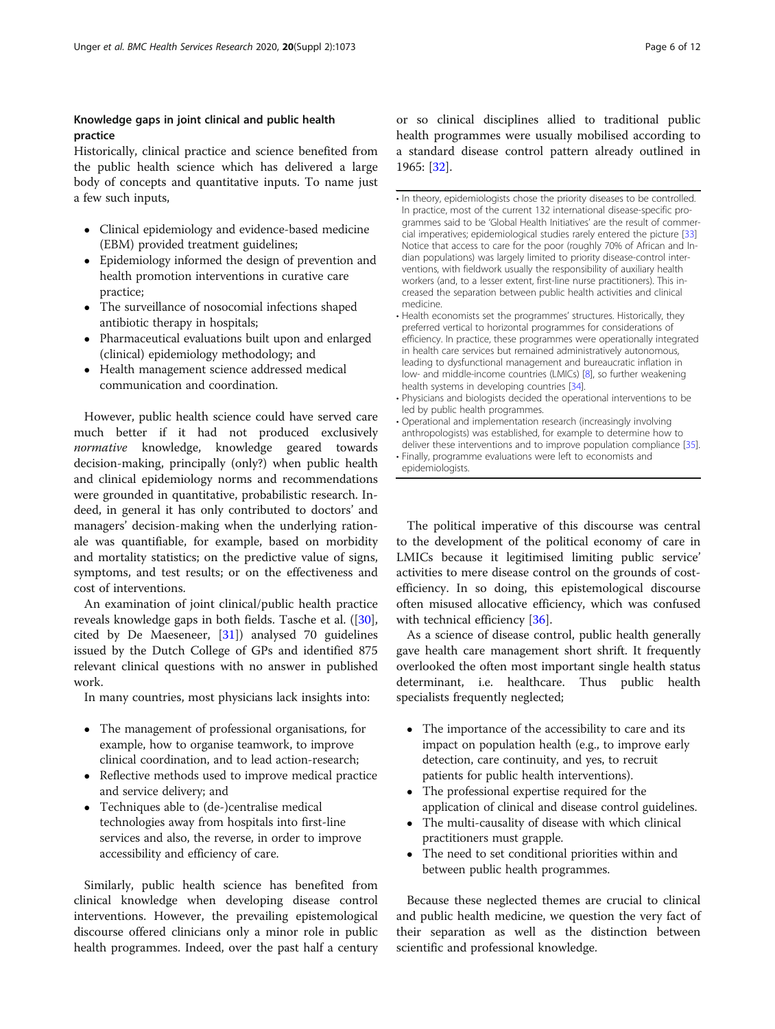### Knowledge gaps in joint clinical and public health practice

Historically, clinical practice and science benefited from the public health science which has delivered a large body of concepts and quantitative inputs. To name just a few such inputs,

- Clinical epidemiology and evidence-based medicine (EBM) provided treatment guidelines;
- Epidemiology informed the design of prevention and health promotion interventions in curative care practice;
- The surveillance of nosocomial infections shaped antibiotic therapy in hospitals;
- Pharmaceutical evaluations built upon and enlarged (clinical) epidemiology methodology; and
- Health management science addressed medical communication and coordination.

However, public health science could have served care much better if it had not produced exclusively *normative* knowledge, knowledge geared towards decision-making, principally (only?) when public health and clinical epidemiology norms and recommendations were grounded in quantitative, probabilistic research. Indeed, in general it has only contributed to doctors' and managers' decision-making when the underlying rationale was quantifiable, for example, based on morbidity and mortality statistics; on the predictive value of signs, symptoms, and test results; or on the effectiveness and cost of interventions.

An examination of joint clinical/public health practice reveals knowledge gaps in both fields. Tasche et al. ([30], cited by De Maeseneer, [31]) analysed 70 guidelines issued by the Dutch College of GPs and identified 875 relevant clinical questions with no answer in published work.

In many countries, most physicians lack insights into:

- The management of professional organisations, for example, how to organise teamwork, to improve clinical coordination, and to lead action-research;
- Reflective methods used to improve medical practice and service delivery; and
- Techniques able to (de-)centralise medical technologies away from hospitals into first-line services and also, the reverse, in order to improve accessibility and efficiency of care.

Similarly, public health science has benefited from clinical knowledge when developing disease control interventions. However, the prevailing epistemological discourse offered clinicians only a minor role in public health programmes. Indeed, over the past half a century or so clinical disciplines allied to traditional public health programmes were usually mobilised according to a standard disease control pattern already outlined in 1965: [32].

- In theory, epidemiologists chose the priority diseases to be controlled. In practice, most of the current 132 international disease-specific programmes said to be 'Global Health Initiatives' are the result of commercial imperatives; epidemiological studies rarely entered the picture [33] Notice that access to care for the poor (roughly 70% of African and Indian populations) was largely limited to priority disease-control interventions, with fieldwork usually the responsibility of auxiliary health workers (and, to a lesser extent, first-line nurse practitioners). This increased the separation between public health activities and clinical medicine.
- Health economists set the programmes' structures. Historically, they preferred vertical to horizontal programmes for considerations of efficiency. In practice, these programmes were operationally integrated in health care services but remained administratively autonomous, leading to dysfunctional management and bureaucratic inflation in low- and middle-income countries (LMICs) [8], so further weakening health systems in developing countries [34].
- Physicians and biologists decided the operational interventions to be led by public health programmes.
- Operational and implementation research (increasingly involving anthropologists) was established, for example to determine how to deliver these interventions and to improve population compliance [35].
- Finally, programme evaluations were left to economists and epidemiologists.

The political imperative of this discourse was central to the development of the political economy of care in LMICs because it legitimised limiting public service' activities to mere disease control on the grounds of cost-efficiency. In so doing, this epistemological discourse often misused allocative efficiency, which was confused with technical efficiency [36].

As a science of disease control, public health generally gave health care management short shrift. It frequently overlooked the often most important single health status determinant, i.e. healthcare. Thus public health specialists frequently neglected;

- The importance of the accessibility to care and its impact on population health (e.g., to improve early detection, care continuity, and yes, to recruit patients for public health interventions).
- The professional expertise required for the application of clinical and disease control guidelines.
- The multi-causality of disease with which clinical practitioners must grapple.
- The need to set conditional priorities within and between public health programmes.

Because these neglected themes are crucial to clinical and public health medicine, we question the very fact of their separation as well as the distinction between scientific and professional knowledge.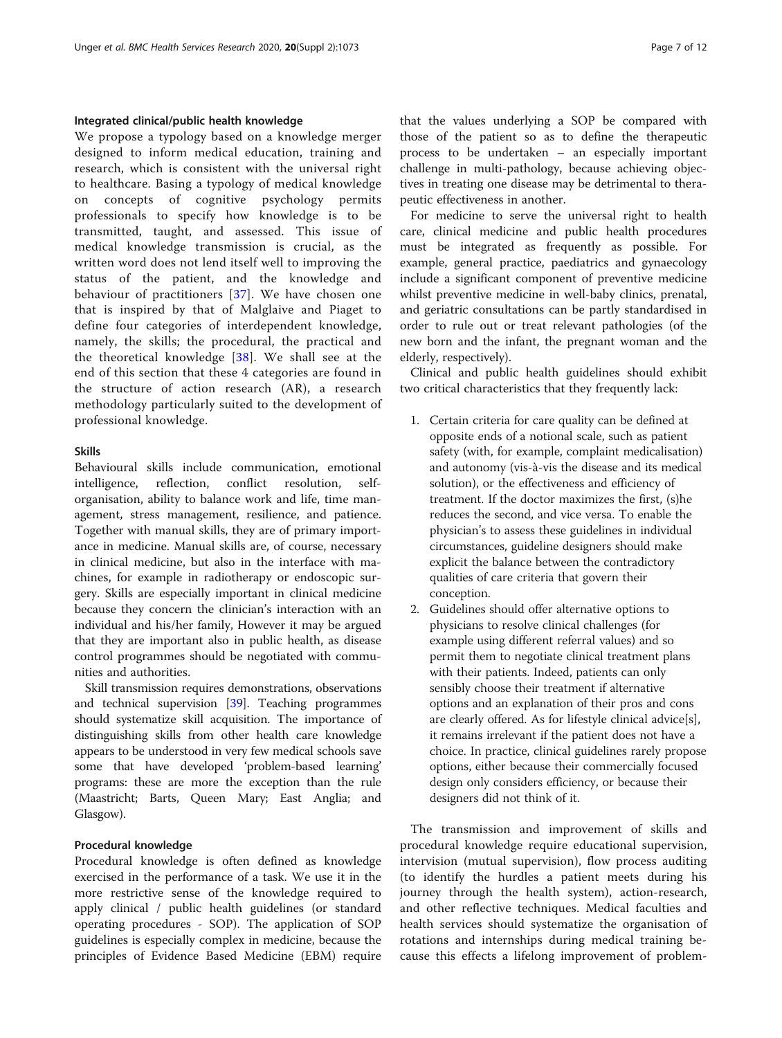### Integrated clinical/public health knowledge

We propose a typology based on a knowledge merger designed to inform medical education, training and research, which is consistent with the universal right to healthcare. Basing a typology of medical knowledge on concepts of cognitive psychology permits professionals to specify how knowledge is to be transmitted, taught, and assessed. This issue of medical knowledge transmission is crucial, as the written word does not lend itself well to improving the status of the patient, and the knowledge and behaviour of practitioners [37]. We have chosen one that is inspired by that of Malglaive and Piaget to define four categories of interdependent knowledge, namely, the skills; the procedural, the practical and the theoretical knowledge [38]. We shall see at the end of this section that these 4 categories are found in the structure of action research (AR), a research methodology particularly suited to the development of professional knowledge.

### Skills

Behavioural skills include communication, emotional intelligence, reflection, conflict resolution, self-organisation, ability to balance work and life, time management, stress management, resilience, and patience. Together with manual skills, they are of primary importance in medicine. Manual skills are, of course, necessary in clinical medicine, but also in the interface with machines, for example in radiotherapy or endoscopic surgery. Skills are especially important in clinical medicine because they concern the clinician's interaction with an individual and his/her family, However it may be argued that they are important also in public health, as disease control programmes should be negotiated with communities and authorities.

Skill transmission requires demonstrations, observations and technical supervision [39]. Teaching programmes should systematize skill acquisition. The importance of distinguishing skills from other health care knowledge appears to be understood in very few medical schools save some that have developed 'problem-based learning' programs: these are more the exception than the rule (Maastricht; Barts, Queen Mary; East Anglia; and Glasgow).

### Procedural knowledge

Procedural knowledge is often defined as knowledge exercised in the performance of a task. We use it in the more restrictive sense of the knowledge required to apply clinical / public health guidelines (or standard operating procedures - SOP). The application of SOP guidelines is especially complex in medicine, because the principles of Evidence Based Medicine (EBM) require that the values underlying a SOP be compared with those of the patient so as to define the therapeutic process to be undertaken – an especially important challenge in multi-pathology, because achieving objectives in treating one disease may be detrimental to therapeutic effectiveness in another.

For medicine to serve the universal right to health care, clinical medicine and public health procedures must be integrated as frequently as possible. For example, general practice, paediatrics and gynaecology include a significant component of preventive medicine whilst preventive medicine in well-baby clinics, prenatal, and geriatric consultations can be partly standardised in order to rule out or treat relevant pathologies (of the new born and the infant, the pregnant woman and the elderly, respectively).

Clinical and public health guidelines should exhibit two critical characteristics that they frequently lack:

1. Certain criteria for care quality can be defined at opposite ends of a notional scale, such as patient safety (with, for example, complaint medicalisation) and autonomy (vis-à-vis the disease and its medical solution), or the effectiveness and efficiency of treatment. If the doctor maximizes the first, (s)he reduces the second, and vice versa. To enable the physician's to assess these guidelines in individual circumstances, guideline designers should make explicit the balance between the contradictory qualities of care criteria that govern their conception.
2. Guidelines should offer alternative options to physicians to resolve clinical challenges (for example using different referral values) and so permit them to negotiate clinical treatment plans with their patients. Indeed, patients can only sensibly choose their treatment if alternative options and an explanation of their pros and cons are clearly offered. As for lifestyle clinical advice[s], it remains irrelevant if the patient does not have a choice. In practice, clinical guidelines rarely propose options, either because their commercially focused design only considers efficiency, or because their designers did not think of it.

The transmission and improvement of skills and procedural knowledge require educational supervision, intervision (mutual supervision), flow process auditing (to identify the hurdles a patient meets during his journey through the health system), action-research, and other reflective techniques. Medical faculties and health services should systematize the organisation of rotations and internships during medical training because this effects a lifelong improvement of problem-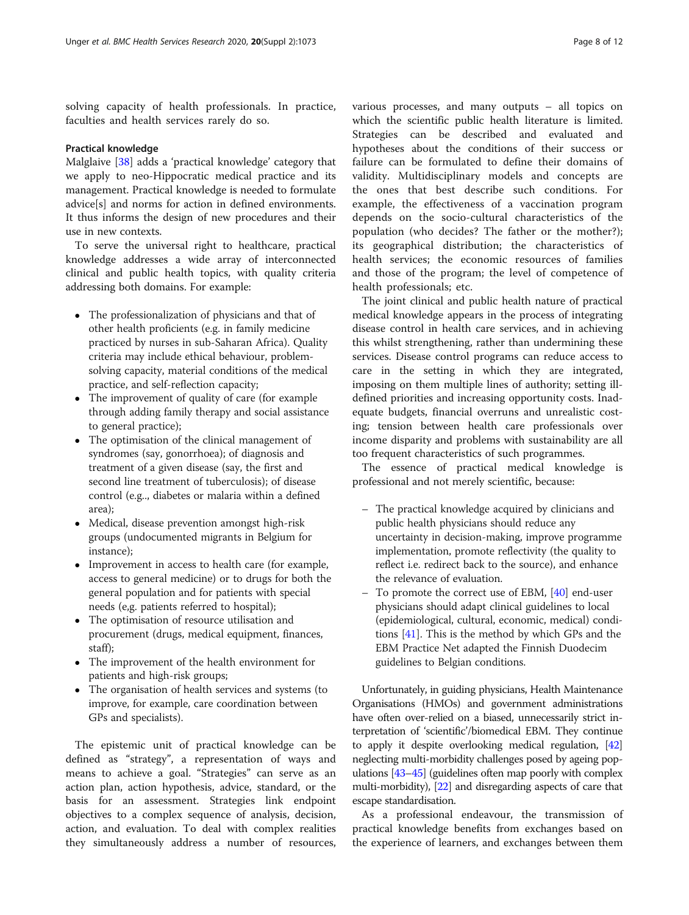solving capacity of health professionals. In practice, faculties and health services rarely do so.

#### Practical knowledge

Malglaive [38] adds a 'practical knowledge' category that we apply to neo-Hippocratic medical practice and its management. Practical knowledge is needed to formulate advice[s] and norms for action in defined environments. It thus informs the design of new procedures and their use in new contexts.

To serve the universal right to healthcare, practical knowledge addresses a wide array of interconnected clinical and public health topics, with quality criteria addressing both domains. For example:

- The professionalization of physicians and that of other health proficients (e.g. in family medicine practiced by nurses in sub-Saharan Africa). Quality criteria may include ethical behaviour, problem-solving capacity, material conditions of the medical practice, and self-reflection capacity;
- The improvement of quality of care (for example through adding family therapy and social assistance to general practice);
- The optimisation of the clinical management of syndromes (say, gonorrhoea); of diagnosis and treatment of a given disease (say, the first and second line treatment of tuberculosis); of disease control (e.g.., diabetes or malaria within a defined area);
- Medical, disease prevention amongst high-risk groups (undocumented migrants in Belgium for instance);
- Improvement in access to health care (for example, access to general medicine) or to drugs for both the general population and for patients with special needs (e,g. patients referred to hospital);
- The optimisation of resource utilisation and procurement (drugs, medical equipment, finances, staff);
- The improvement of the health environment for patients and high-risk groups;
- The organisation of health services and systems (to improve, for example, care coordination between GPs and specialists).

The epistemic unit of practical knowledge can be defined as "strategy", a representation of ways and means to achieve a goal. "Strategies" can serve as an action plan, action hypothesis, advice, standard, or the basis for an assessment. Strategies link endpoint objectives to a complex sequence of analysis, decision, action, and evaluation. To deal with complex realities they simultaneously address a number of resources, various processes, and many outputs – all topics on which the scientific public health literature is limited. Strategies can be described and evaluated and hypotheses about the conditions of their success or failure can be formulated to define their domains of validity. Multidisciplinary models and concepts are the ones that best describe such conditions. For example, the effectiveness of a vaccination program depends on the socio-cultural characteristics of the population (who decides? The father or the mother?); its geographical distribution; the characteristics of health services; the economic resources of families and those of the program; the level of competence of health professionals; etc.

The joint clinical and public health nature of practical medical knowledge appears in the process of integrating disease control in health care services, and in achieving this whilst strengthening, rather than undermining these services. Disease control programs can reduce access to care in the setting in which they are integrated, imposing on them multiple lines of authority; setting ill-defined priorities and increasing opportunity costs. Inadequate budgets, financial overruns and unrealistic costing; tension between health care professionals over income disparity and problems with sustainability are all too frequent characteristics of such programmes.

The essence of practical medical knowledge is professional and not merely scientific, because:

- The practical knowledge acquired by clinicians and public health physicians should reduce any uncertainty in decision-making, improve programme implementation, promote reflectivity (the quality to reflect i.e. redirect back to the source), and enhance the relevance of evaluation.
- To promote the correct use of EBM, [40] end-user physicians should adapt clinical guidelines to local (epidemiological, cultural, economic, medical) conditions [41]. This is the method by which GPs and the EBM Practice Net adapted the Finnish Duodecim guidelines to Belgian conditions.

Unfortunately, in guiding physicians, Health Maintenance Organisations (HMOs) and government administrations have often over-relied on a biased, unnecessarily strict interpretation of 'scientific'/biomedical EBM. They continue to apply it despite overlooking medical regulation, [42] neglecting multi-morbidity challenges posed by ageing populations [43–45] (guidelines often map poorly with complex multi-morbidity), [22] and disregarding aspects of care that escape standardisation.

As a professional endeavour, the transmission of practical knowledge benefits from exchanges based on the experience of learners, and exchanges between them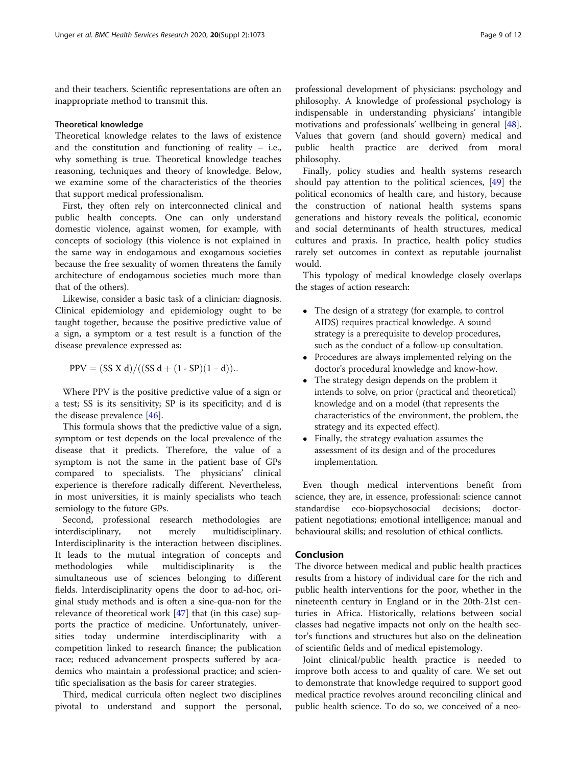and their teachers. Scientific representations are often an inappropriate method to transmit this.

### Theoretical knowledge

Theoretical knowledge relates to the laws of existence and the constitution and functioning of reality – i.e., why something is true. Theoretical knowledge teaches reasoning, techniques and theory of knowledge. Below, we examine some of the characteristics of the theories that support medical professionalism.

First, they often rely on interconnected clinical and public health concepts. One can only understand domestic violence, against women, for example, with concepts of sociology (this violence is not explained in the same way in endogamous and exogamous societies because the free sexuality of women threatens the family architecture of endogamous societies much more than that of the others).

Likewise, consider a basic task of a clinician: diagnosis. Clinical epidemiology and epidemiology ought to be taught together, because the positive predictive value of a sign, a symptom or a test result is a function of the disease prevalence expressed as:

$$PPV = (SS \text{ X } d)/((SS\, d + (1 - SP)(1 - d))..$$

Where PPV is the positive predictive value of a sign or a test; SS is its sensitivity; SP is its specificity; and d is the disease prevalence [46].

This formula shows that the predictive value of a sign, symptom or test depends on the local prevalence of the disease that it predicts. Therefore, the value of a symptom is not the same in the patient base of GPs compared to specialists. The physicians' clinical experience is therefore radically different. Nevertheless, in most universities, it is mainly specialists who teach semiology to the future GPs.

Second, professional research methodologies are interdisciplinary, not merely multidisciplinary. Interdisciplinarity is the interaction between disciplines. It leads to the mutual integration of concepts and methodologies while multidisciplinarity is the simultaneous use of sciences belonging to different fields. Interdisciplinarity opens the door to ad-hoc, original study methods and is often a sine-qua-non for the relevance of theoretical work [47] that (in this case) supports the practice of medicine. Unfortunately, universities today undermine interdisciplinarity with a competition linked to research finance; the publication race; reduced advancement prospects suffered by academics who maintain a professional practice; and scientific specialisation as the basis for career strategies.

Third, medical curricula often neglect two disciplines pivotal to understand and support the personal, professional development of physicians: psychology and philosophy. A knowledge of professional psychology is indispensable in understanding physicians' intangible motivations and professionals' wellbeing in general [48]. Values that govern (and should govern) medical and public health practice are derived from moral philosophy.

Finally, policy studies and health systems research should pay attention to the political sciences, [49] the political economics of health care, and history, because the construction of national health systems spans generations and history reveals the political, economic and social determinants of health structures, medical cultures and praxis. In practice, health policy studies rarely set outcomes in context as reputable journalist would.

This typology of medical knowledge closely overlaps the stages of action research:

- The design of a strategy (for example, to control AIDS) requires practical knowledge. A sound strategy is a prerequisite to develop procedures, such as the conduct of a follow-up consultation.
- Procedures are always implemented relying on the doctor's procedural knowledge and know-how.
- The strategy design depends on the problem it intends to solve, on prior (practical and theoretical) knowledge and on a model (that represents the characteristics of the environment, the problem, the strategy and its expected effect).
- Finally, the strategy evaluation assumes the assessment of its design and of the procedures implementation.

Even though medical interventions benefit from science, they are, in essence, professional: science cannot standardise eco-biopsychosocial decisions; doctor-patient negotiations; emotional intelligence; manual and behavioural skills; and resolution of ethical conflicts.

## Conclusion

The divorce between medical and public health practices results from a history of individual care for the rich and public health interventions for the poor, whether in the nineteenth century in England or in the 20th-21st centuries in Africa. Historically, relations between social classes had negative impacts not only on the health sector's functions and structures but also on the delineation of scientific fields and of medical epistemology.

Joint clinical/public health practice is needed to improve both access to and quality of care. We set out to demonstrate that knowledge required to support good medical practice revolves around reconciling clinical and public health science. To do so, we conceived of a neo-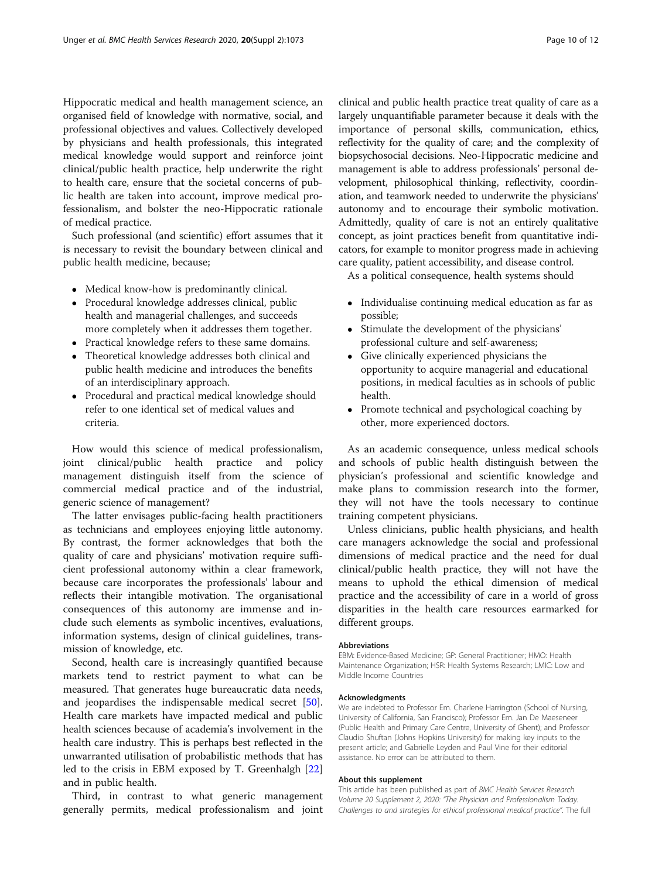Hippocratic medical and health management science, an organised field of knowledge with normative, social, and professional objectives and values. Collectively developed by physicians and health professionals, this integrated medical knowledge would support and reinforce joint clinical/public health practice, help underwrite the right to health care, ensure that the societal concerns of public health are taken into account, improve medical professionalism, and bolster the neo-Hippocratic rationale of medical practice.

Such professional (and scientific) effort assumes that it is necessary to revisit the boundary between clinical and public health medicine, because;

- Medical know-how is predominantly clinical.
- Procedural knowledge addresses clinical, public health and managerial challenges, and succeeds more completely when it addresses them together.
- Practical knowledge refers to these same domains.
- Theoretical knowledge addresses both clinical and public health medicine and introduces the benefits of an interdisciplinary approach.
- Procedural and practical medical knowledge should refer to one identical set of medical values and criteria.

How would this science of medical professionalism, joint clinical/public health practice and policy management distinguish itself from the science of commercial medical practice and of the industrial, generic science of management?

The latter envisages public-facing health practitioners as technicians and employees enjoying little autonomy. By contrast, the former acknowledges that both the quality of care and physicians' motivation require sufficient professional autonomy within a clear framework, because care incorporates the professionals' labour and reflects their intangible motivation. The organisational consequences of this autonomy are immense and include such elements as symbolic incentives, evaluations, information systems, design of clinical guidelines, transmission of knowledge, etc.

Second, health care is increasingly quantified because markets tend to restrict payment to what can be measured. That generates huge bureaucratic data needs, and jeopardises the indispensable medical secret [50]. Health care markets have impacted medical and public health sciences because of academia's involvement in the health care industry. This is perhaps best reflected in the unwarranted utilisation of probabilistic methods that has led to the crisis in EBM exposed by T. Greenhalgh [22] and in public health.

Third, in contrast to what generic management generally permits, medical professionalism and joint clinical and public health practice treat quality of care as a largely unquantifiable parameter because it deals with the importance of personal skills, communication, ethics, reflectivity for the quality of care; and the complexity of biopsychosocial decisions. Neo-Hippocratic medicine and management is able to address professionals' personal development, philosophical thinking, reflectivity, coordination, and teamwork needed to underwrite the physicians' autonomy and to encourage their symbolic motivation. Admittedly, quality of care is not an entirely qualitative concept, as joint practices benefit from quantitative indicators, for example to monitor progress made in achieving care quality, patient accessibility, and disease control.

As a political consequence, health systems should

- Individualise continuing medical education as far as possible;
- Stimulate the development of the physicians' professional culture and self-awareness;
- Give clinically experienced physicians the opportunity to acquire managerial and educational positions, in medical faculties as in schools of public health.
- Promote technical and psychological coaching by other, more experienced doctors.

As an academic consequence, unless medical schools and schools of public health distinguish between the physician's professional and scientific knowledge and make plans to commission research into the former, they will not have the tools necessary to continue training competent physicians.

Unless clinicians, public health physicians, and health care managers acknowledge the social and professional dimensions of medical practice and the need for dual clinical/public health practice, they will not have the means to uphold the ethical dimension of medical practice and the accessibility of care in a world of gross disparities in the health care resources earmarked for different groups.

#### Abbreviations

EBM: Evidence-Based Medicine; GP: General Practitioner; HMO: Health Maintenance Organization; HSR: Health Systems Research; LMIC: Low and Middle Income Countries

#### Acknowledgments

We are indebted to Professor Em. Charlene Harrington (School of Nursing, University of California, San Francisco); Professor Em. Jan De Maeseneer (Public Health and Primary Care Centre, University of Ghent); and Professor Claudio Shuftan (Johns Hopkins University) for making key inputs to the present article; and Gabrielle Leyden and Paul Vine for their editorial assistance. No error can be attributed to them.

#### About this supplement

This article has been published as part of *BMC Health Services Research Volume 20 Supplement 2, 2020: "The Physician and Professionalism Today: Challenges to and strategies for ethical professional medical practice"*. The full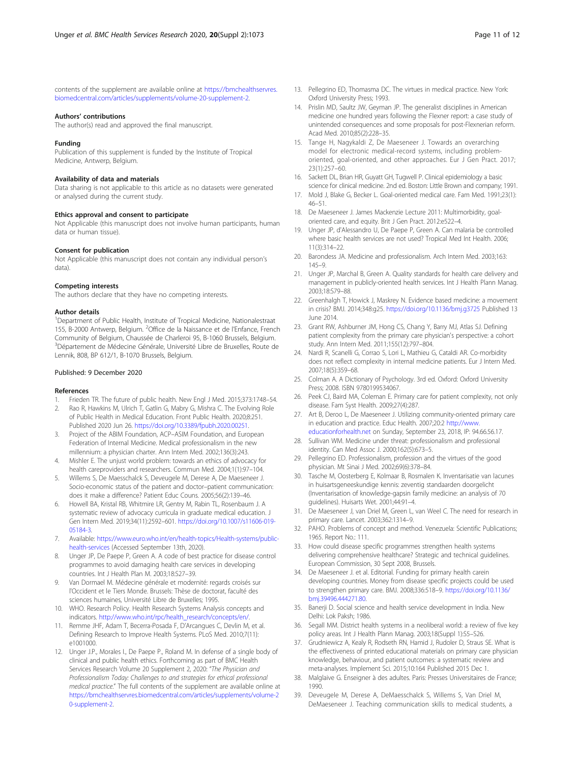contents of the supplement are available online at https://bmchealthservres.biomedcentral.com/articles/supplements/volume-20-supplement-2.

### Authors' contributions

The author(s) read and approved the final manuscript.

### Funding

Publication of this supplement is funded by the Institute of Tropical Medicine, Antwerp, Belgium.

### Availability of data and materials

Data sharing is not applicable to this article as no datasets were generated or analysed during the current study.

### Ethics approval and consent to participate

Not Applicable (this manuscript does not involve human participants, human data or human tissue).

### Consent for publication

Not Applicable (this manuscript does not contain any individual person's data).

### Competing interests

The authors declare that they have no competing interests.

### Author details

[1]Department of Public Health, Institute of Tropical Medicine, Nationalestraat 155, B-2000 Antwerp, Belgium. [2]Office de la Naissance et de l'Enfance, French Community of Belgium, Chaussée de Charleroi 95, B-1060 Brussels, Belgium. [3]Département de Médecine Générale, Université Libre de Bruxelles, Route de Lennik, 808, BP 612/1, B-1070 Brussels, Belgium.

Published: 9 December 2020

### References

1. Frieden TR. The future of public health. New Engl J Med. 2015;373:1748–54.
2. Rao R, Hawkins M, Ulrich T, Gatlin G, Mabry G, Mishra C. The Evolving Role of Public Health in Medical Education. Front Public Health. 2020;8:251. Published 2020 Jun 26. https://doi.org/10.3389/fpubh.2020.00251.
3. Project of the ABIM Foundation, ACP–ASIM Foundation, and European Federation of Internal Medicine. Medical professionalism in the new millennium: a physician charter. Ann Intern Med. 2002;136(3):243.
4. Mishler E. The unjust world problem: towards an ethics of advocacy for health careproviders and researchers. Commun Med. 2004;1(1):97–104.
5. Willems S, De Maesschalck S, Deveugele M, Derese A, De Maeseneer J. Socio-economic status of the patient and doctor–patient communication: does it make a difference? Patient Educ Couns. 2005;56(2):139–46.
6. Howell BA, Kristal RB, Whitmire LR, Gentry M, Rabin TL, Rosenbaum J. A systematic review of advocacy curricula in graduate medical education. J Gen Intern Med. 2019;34(11):2592–601. https://doi.org/10.1007/s11606-019-05184-3.
7. Available: https://www.euro.who.int/en/health-topics/Health-systems/public-health-services (Accessed September 13th, 2020).
8. Unger JP, De Paepe P, Green A. A code of best practice for disease control programmes to avoid damaging health care services in developing countries. Int J Health Plan M. 2003;18:S27–39.
9. Van Dormael M. Médecine générale et modernité: regards croisés sur l'Occident et le Tiers Monde. Brussels: Thèse de doctorat, faculté des sciences humaines, Université Libre de Bruxelles; 1995.
10. WHO. Research Policy. Health Research Systems Analysis concepts and indicators. http://www.who.int/rpc/health_research/concepts/en/.
11. Remme JHF, Adam T, Becerra-Posada F, D'Arcangues C, Devlin M, et al. Defining Research to Improve Health Systems. PLoS Med. 2010;7(11):e1001000.
12. Unger J.P., Morales I., De Paepe P., Roland M. In defense of a single body of clinical and public health ethics. Forthcoming as part of BMC Health Services Research Volume 20 Supplement 2, 2020: "*The Physician and Professionalism Today: Challenges to and strategies for ethical professional medical practice*." The full contents of the supplement are available online at https://bmchealthservres.biomedcentral.com/articles/supplements/volume-20-supplement-2.
13. Pellegrino ED, Thomasma DC. The virtues in medical practice. New York: Oxford University Press; 1993.
14. Prislin MD, Saultz JW, Geyman JP. The generalist disciplines in American medicine one hundred years following the Flexner report: a case study of unintended consequences and some proposals for post-Flexnerian reform. Acad Med. 2010;85(2):228–35.
15. Tange H, Nagykaldi Z, De Maeseneer J. Towards an overarching model for electronic medical-record systems, including problem-oriented, goal-oriented, and other approaches. Eur J Gen Pract. 2017; 23(1):257–60.
16. Sackett DL, Brian HR, Guyatt GH, Tugwell P. Clinical epidemiology a basic science for clinical medicine. 2nd ed. Boston: Little Brown and company; 1991.
17. Mold J, Blake G, Becker L. Goal-oriented medical care. Fam Med. 1991;23(1): 46–51.
18. De Maeseneer J. James Mackenzie Lecture 2011: Multimorbidity, goal-oriented care, and equity. Brit J Gen Pract. 2012:e522–4.
19. Unger JP, d'Alessandro U, De Paepe P, Green A. Can malaria be controlled where basic health services are not used? Tropical Med Int Health. 2006; 11(3):314–22.
20. Barondess JA. Medicine and professionalism. Arch Intern Med. 2003;163: 145–9.
21. Unger JP, Marchal B, Green A. Quality standards for health care delivery and management in publicly-oriented health services. Int J Health Plann Manag. 2003;18:S79–88.
22. Greenhalgh T, Howick J, Maskrey N. Evidence based medicine: a movement in crisis? BMJ. 2014;348:g25. https://doi.org/10.1136/bmj.g3725 Published 13 June 2014.
23. Grant RW, Ashburner JM, Hong CS, Chang Y, Barry MJ, Atlas SJ. Defining patient complexity from the primary care physician's perspective: a cohort study. Ann Intern Med. 2011;155(12):797–804.
24. Nardi R, Scanelli G, Corrao S, Lori L, Mathieu G, Cataldi AR. Co-morbidity does not reflect complexity in internal medicine patients. Eur J Intern Med. 2007;18(5):359–68.
25. Colman A. A Dictionary of Psychology. 3rd ed. Oxford: Oxford University Press; 2008. ISBN 9780199534067.
26. Peek CJ, Baird MA, Coleman E. Primary care for patient complexity, not only disease. Fam Syst Health. 2009;27(4):287.
27. Art B, Deroo L, De Maeseneer J. Utilizing community-oriented primary care in education and practice. Educ Health. 2007;20:2 http://www.educationforhealth.net on Sunday, September 23, 2018, IP: 94.66.56.17.
28. Sullivan WM. Medicine under threat: professionalism and professional identity. Can Med Assoc J. 2000;162(5):673–5.
29. Pellegrino ED. Professionalism, profession and the virtues of the good physician. Mt Sinai J Med. 2002;69(6):378–84.
30. Tasche M, Oosterberg E, Kolmaar B, Rosmalen K. Inventarisatie van lacunes in huisartsgeneeskundige kennis: zeventig standaarden doorgelicht (Inventarisation of knowledge-gapsin family medicine: an analysis of 70 guidelines). Huisarts Wet. 2001;44:91–4.
31. De Maeseneer J, van Driel M, Green L, van Weel C. The need for research in primary care. Lancet. 2003;362:1314–9.
32. PAHO. Problems of concept and method. Venezuela: Scientific Publications; 1965. Report No.: 111.
33. How could disease specific programmes strengthen health systems delivering comprehensive healthcare? Strategic and technical guidelines. European Commission, 30 Sept 2008, Brussels.
34. De Maeseneer J. et al. Editorial. Funding for primary health carein developing countries. Money from disease specific projects could be used to strengthen primary care. BMJ. 2008;336:518–9. https://doi.org/10.1136/bmj.39496.444271.80.
35. Banerji D. Social science and health service development in India. New Delhi: Lok Paksh; 1986.
36. Segall MM. District health systems in a neoliberal world: a review of five key policy areas. Int J Health Plann Manag. 2003;18(Suppl 1):S5–S26.
37. Grudniewicz A, Kealy R, Rodseth RN, Hamid J, Rudoler D, Straus SE. What is the effectiveness of printed educational materials on primary care physician knowledge, behaviour, and patient outcomes: a systematic review and meta-analyses. Implement Sci. 2015;10:164 Published 2015 Dec 1.
38. Malglaive G. Enseigner à des adultes. Paris: Presses Universitaires de France; 1990.
39. Deveugele M, Derese A, DeMaesschalck S, Willems S, Van Driel M, DeMaeseneer J. Teaching communication skills to medical students, a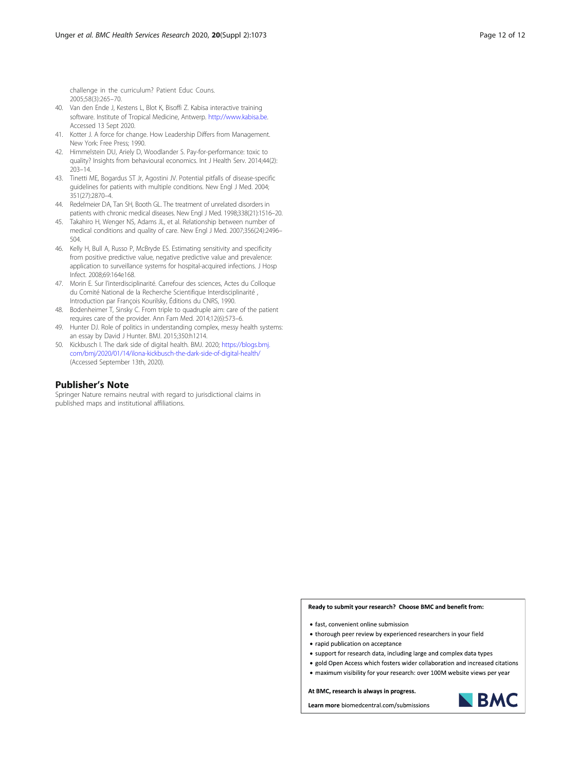challenge in the curriculum? Patient Educ Couns. 2005;58(3):265–70.

40. Van den Ende J, Kestens L, Blot K, Bisoffi Z. Kabisa interactive training software. Institute of Tropical Medicine, Antwerp. http://www.kabisa.be. Accessed 13 Sept 2020.
41. Kotter J. A force for change. How Leadership Differs from Management. New York: Free Press; 1990.
42. Himmelstein DU, Ariely D, Woodlander S. Pay-for-performance: toxic to quality? Insights from behavioural economics. Int J Health Serv. 2014;44(2): 203–14.
43. Tinetti ME, Bogardus ST Jr, Agostini JV. Potential pitfalls of disease-specific guidelines for patients with multiple conditions. New Engl J Med. 2004; 351(27):2870–4.
44. Redelmeier DA, Tan SH, Booth GL. The treatment of unrelated disorders in patients with chronic medical diseases. New Engl J Med. 1998;338(21):1516–20.
45. Takahiro H, Wenger NS, Adams JL, et al. Relationship between number of medical conditions and quality of care. New Engl J Med. 2007;356(24):2496–504.
46. Kelly H, Bull A, Russo P, McBryde ES. Estimating sensitivity and specificity from positive predictive value, negative predictive value and prevalence: application to surveillance systems for hospital-acquired infections. J Hosp Infect. 2008;69:164e168.
47. Morin E. Sur l'interdisciplinarité. Carrefour des sciences, Actes du Colloque du Comité National de la Recherche Scientifique Interdisciplinarité , Introduction par François Kourilsky, Éditions du CNRS, 1990.
48. Bodenheimer T, Sinsky C. From triple to quadruple aim: care of the patient requires care of the provider. Ann Fam Med. 2014;12(6):573–6.
49. Hunter DJ. Role of politics in understanding complex, messy health systems: an essay by David J Hunter. BMJ. 2015;350:h1214.
50. Kickbusch I. The dark side of digital health. BMJ. 2020; https://blogs.bmj.com/bmj/2020/01/14/ilona-kickbusch-the-dark-side-of-digital-health/ (Accessed September 13th, 2020).

## Publisher's Note

Springer Nature remains neutral with regard to jurisdictional claims in published maps and institutional affiliations.

**Ready to submit your research? Choose BMC and benefit from:**

- fast, convenient online submission
- thorough peer review by experienced researchers in your field
- rapid publication on acceptance
- support for research data, including large and complex data types
- gold Open Access which fosters wider collaboration and increased citations
- maximum visibility for your research: over 100M website views per year

**At BMC, research is always in progress.**

**Learn more** biomedcentral.com/submissions

BMC